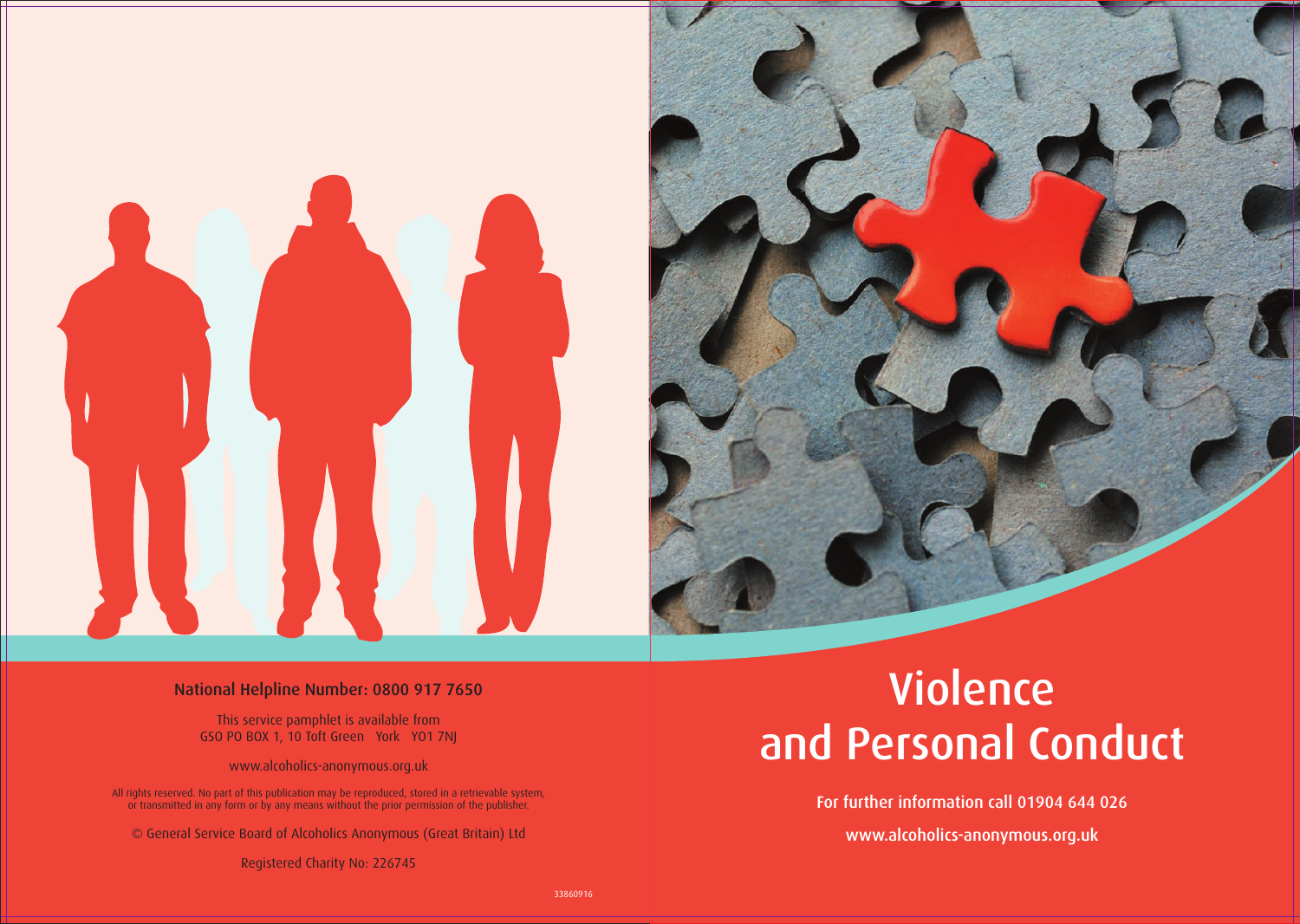# Violence and Personal Conduct

For further information call 01904 644 026

www.alcoholics-anonymous.org.uk

National Helpline Number: 0800 917 7650

This service pamphlet is available from
GSO PO BOX 1, 10 Toft Green York YO1 7NJ

www.alcoholics-anonymous.org.uk

All rights reserved. No part of this publication may be reproduced, stored in a retrievable system, or transmitted in any form or by any means without the prior permission of the publisher.

© General Service Board of Alcoholics Anonymous (Great Britain) Ltd

Registered Charity No: 226745

33860916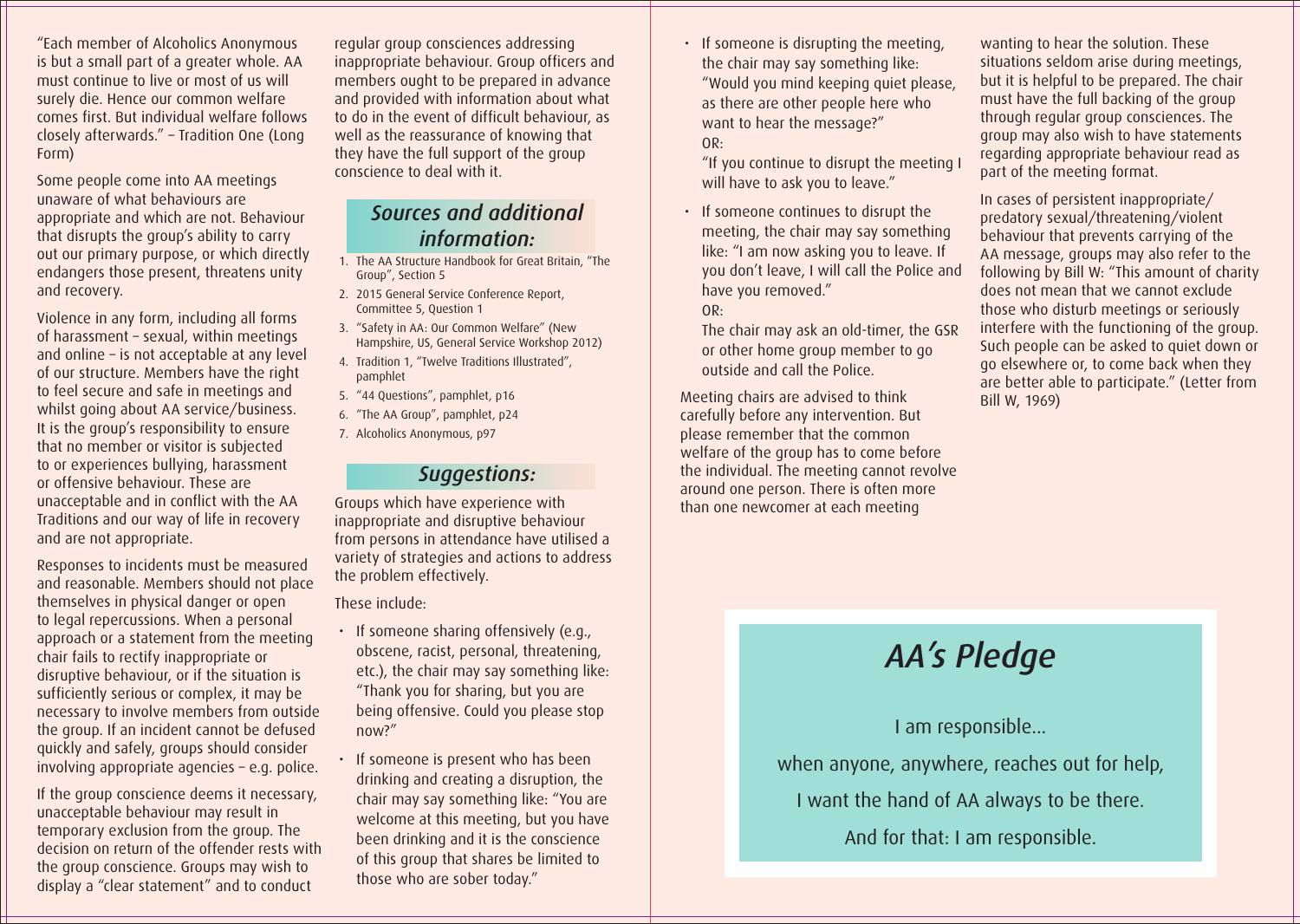"Each member of Alcoholics Anonymous is but a small part of a greater whole. AA must continue to live or most of us will surely die. Hence our common welfare comes first. But individual welfare follows closely afterwards." – Tradition One (Long Form)

Some people come into AA meetings unaware of what behaviours are appropriate and which are not. Behaviour that disrupts the group's ability to carry out our primary purpose, or which directly endangers those present, threatens unity and recovery.

Violence in any form, including all forms of harassment – sexual, within meetings and online – is not acceptable at any level of our structure. Members have the right to feel secure and safe in meetings and whilst going about AA service/business. It is the group's responsibility to ensure that no member or visitor is subjected to or experiences bullying, harassment or offensive behaviour. These are unacceptable and in conflict with the AA Traditions and our way of life in recovery and are not appropriate.

Responses to incidents must be measured and reasonable. Members should not place themselves in physical danger or open to legal repercussions. When a personal approach or a statement from the meeting chair fails to rectify inappropriate or disruptive behaviour, or if the situation is sufficiently serious or complex, it may be necessary to involve members from outside the group. If an incident cannot be defused quickly and safely, groups should consider involving appropriate agencies – e.g. police.

If the group conscience deems it necessary, unacceptable behaviour may result in temporary exclusion from the group. The decision on return of the offender rests with the group conscience. Groups may wish to display a "clear statement" and to conduct regular group consciences addressing inappropriate behaviour. Group officers and members ought to be prepared in advance and provided with information about what to do in the event of difficult behaviour, as well as the reassurance of knowing that they have the full support of the group conscience to deal with it.

## *Sources and additional information:*

1. The AA Structure Handbook for Great Britain, "The Group", Section 5
2. 2015 General Service Conference Report, Committee 5, Question 1
3. "Safety in AA: Our Common Welfare" (New Hampshire, US, General Service Workshop 2012)
4. Tradition 1, "Twelve Traditions Illustrated", pamphlet
5. "44 Questions", pamphlet, p16
6. "The AA Group", pamphlet, p24
7. Alcoholics Anonymous, p97

## *Suggestions:*

Groups which have experience with inappropriate and disruptive behaviour from persons in attendance have utilised a variety of strategies and actions to address the problem effectively.

These include:

- If someone sharing offensively (e.g., obscene, racist, personal, threatening, etc.), the chair may say something like: "Thank you for sharing, but you are being offensive. Could you please stop now?"
- If someone is present who has been drinking and creating a disruption, the chair may say something like: "You are welcome at this meeting, but you have been drinking and it is the conscience of this group that shares be limited to those who are sober today."
- If someone is disrupting the meeting, the chair may say something like: "Would you mind keeping quiet please, as there are other people here who want to hear the message?"
  OR:
  "If you continue to disrupt the meeting I will have to ask you to leave."
- If someone continues to disrupt the meeting, the chair may say something like: "I am now asking you to leave. If you don't leave, I will call the Police and have you removed."
  OR:
  The chair may ask an old-timer, the GSR or other home group member to go outside and call the Police.

Meeting chairs are advised to think carefully before any intervention. But please remember that the common welfare of the group has to come before the individual. The meeting cannot revolve around one person. There is often more than one newcomer at each meeting wanting to hear the solution. These situations seldom arise during meetings, but it is helpful to be prepared. The chair must have the full backing of the group through regular group consciences. The group may also wish to have statements regarding appropriate behaviour read as part of the meeting format.

In cases of persistent inappropriate/predatory sexual/threatening/violent behaviour that prevents carrying of the AA message, groups may also refer to the following by Bill W: "This amount of charity does not mean that we cannot exclude those who disturb meetings or seriously interfere with the functioning of the group. Such people can be asked to quiet down or go elsewhere or, to come back when they are better able to participate." (Letter from Bill W, 1969)

## *AA's Pledge*

I am responsible...

when anyone, anywhere, reaches out for help,

I want the hand of AA always to be there.

And for that: I am responsible.